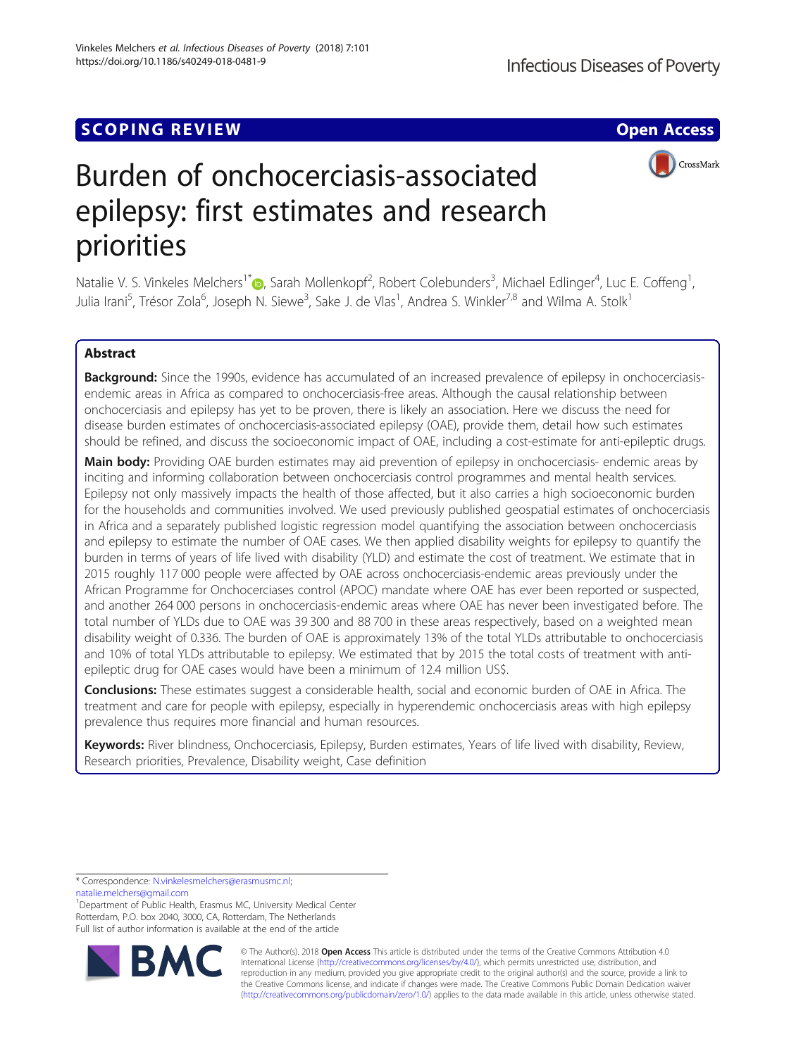SCOPING REVIEW

Open Access

# Burden of onchocerciasis-associated epilepsy: first estimates and research priorities

Natalie V. S. Vinkeles Melchers[1*], Sarah Mollenkopf[2], Robert Colebunders[3], Michael Edlinger[4], Luc E. Coffeng[1], Julia Irani[5], Trésor Zola[6], Joseph N. Siewe[3], Sake J. de Vlas[1], Andrea S. Winkler[7,8] and Wilma A. Stolk[1]

## Abstract

**Background:** Since the 1990s, evidence has accumulated of an increased prevalence of epilepsy in onchocerciasis-endemic areas in Africa as compared to onchocerciasis-free areas. Although the causal relationship between onchocerciasis and epilepsy has yet to be proven, there is likely an association. Here we discuss the need for disease burden estimates of onchocerciasis-associated epilepsy (OAE), provide them, detail how such estimates should be refined, and discuss the socioeconomic impact of OAE, including a cost-estimate for anti-epileptic drugs.

**Main body:** Providing OAE burden estimates may aid prevention of epilepsy in onchocerciasis- endemic areas by inciting and informing collaboration between onchocerciasis control programmes and mental health services. Epilepsy not only massively impacts the health of those affected, but it also carries a high socioeconomic burden for the households and communities involved. We used previously published geospatial estimates of onchocerciasis in Africa and a separately published logistic regression model quantifying the association between onchocerciasis and epilepsy to estimate the number of OAE cases. We then applied disability weights for epilepsy to quantify the burden in terms of years of life lived with disability (YLD) and estimate the cost of treatment. We estimate that in 2015 roughly 117 000 people were affected by OAE across onchocerciasis-endemic areas previously under the African Programme for Onchocerciases control (APOC) mandate where OAE has ever been reported or suspected, and another 264 000 persons in onchocerciasis-endemic areas where OAE has never been investigated before. The total number of YLDs due to OAE was 39 300 and 88 700 in these areas respectively, based on a weighted mean disability weight of 0.336. The burden of OAE is approximately 13% of the total YLDs attributable to onchocerciasis and 10% of total YLDs attributable to epilepsy. We estimated that by 2015 the total costs of treatment with anti-epileptic drug for OAE cases would have been a minimum of 12.4 million US$.

**Conclusions:** These estimates suggest a considerable health, social and economic burden of OAE in Africa. The treatment and care for people with epilepsy, especially in hyperendemic onchocerciasis areas with high epilepsy prevalence thus requires more financial and human resources.

**Keywords:** River blindness, Onchocerciasis, Epilepsy, Burden estimates, Years of life lived with disability, Review, Research priorities, Prevalence, Disability weight, Case definition

* Correspondence: N.vinkelesmelchers@erasmusmc.nl; natalie.melchers@gmail.com

[1]Department of Public Health, Erasmus MC, University Medical Center Rotterdam, P.O. box 2040, 3000, CA, Rotterdam, The Netherlands

Full list of author information is available at the end of the article

© The Author(s). 2018 **Open Access** This article is distributed under the terms of the Creative Commons Attribution 4.0 International License (http://creativecommons.org/licenses/by/4.0/), which permits unrestricted use, distribution, and reproduction in any medium, provided you give appropriate credit to the original author(s) and the source, provide a link to the Creative Commons license, and indicate if changes were made. The Creative Commons Public Domain Dedication waiver (http://creativecommons.org/publicdomain/zero/1.0/) applies to the data made available in this article, unless otherwise stated.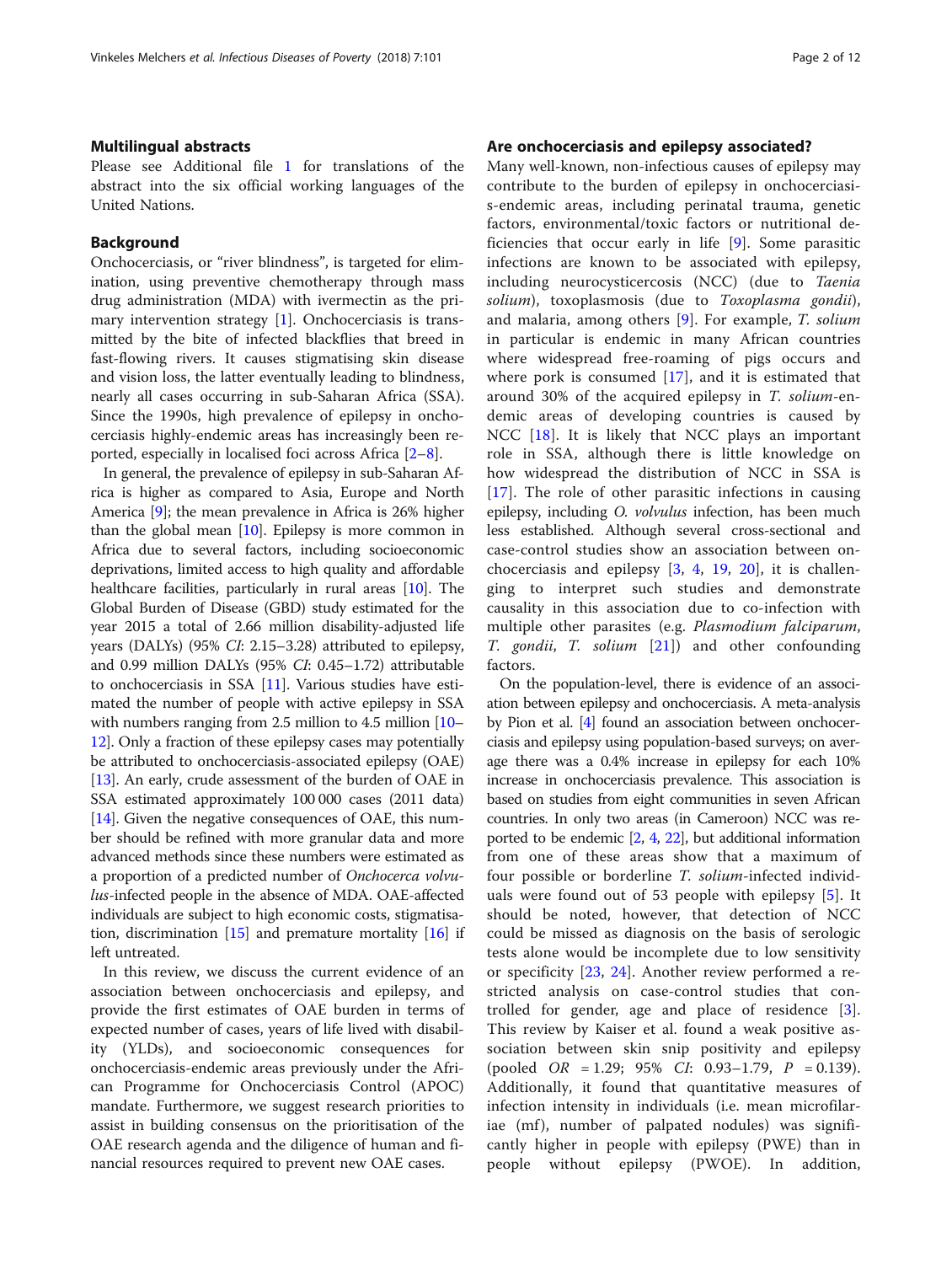## Multilingual abstracts

Please see Additional file 1 for translations of the abstract into the six official working languages of the United Nations.

## Background

Onchocerciasis, or "river blindness", is targeted for elimination, using preventive chemotherapy through mass drug administration (MDA) with ivermectin as the primary intervention strategy [1]. Onchocerciasis is transmitted by the bite of infected blackflies that breed in fast-flowing rivers. It causes stigmatising skin disease and vision loss, the latter eventually leading to blindness, nearly all cases occurring in sub-Saharan Africa (SSA). Since the 1990s, high prevalence of epilepsy in onchocerciasis highly-endemic areas has increasingly been reported, especially in localised foci across Africa [2–8].

In general, the prevalence of epilepsy in sub-Saharan Africa is higher as compared to Asia, Europe and North America [9]; the mean prevalence in Africa is 26% higher than the global mean [10]. Epilepsy is more common in Africa due to several factors, including socioeconomic deprivations, limited access to high quality and affordable healthcare facilities, particularly in rural areas [10]. The Global Burden of Disease (GBD) study estimated for the year 2015 a total of 2.66 million disability-adjusted life years (DALYs) (95% *CI*: 2.15–3.28) attributed to epilepsy, and 0.99 million DALYs (95% *CI*: 0.45–1.72) attributable to onchocerciasis in SSA [11]. Various studies have estimated the number of people with active epilepsy in SSA with numbers ranging from 2.5 million to 4.5 million [10–12]. Only a fraction of these epilepsy cases may potentially be attributed to onchocerciasis-associated epilepsy (OAE) [13]. An early, crude assessment of the burden of OAE in SSA estimated approximately 100 000 cases (2011 data) [14]. Given the negative consequences of OAE, this number should be refined with more granular data and more advanced methods since these numbers were estimated as a proportion of a predicted number of *Onchocerca volvulus*-infected people in the absence of MDA. OAE-affected individuals are subject to high economic costs, stigmatisation, discrimination [15] and premature mortality [16] if left untreated.

In this review, we discuss the current evidence of an association between onchocerciasis and epilepsy, and provide the first estimates of OAE burden in terms of expected number of cases, years of life lived with disability (YLDs), and socioeconomic consequences for onchocerciasis-endemic areas previously under the African Programme for Onchocerciasis Control (APOC) mandate. Furthermore, we suggest research priorities to assist in building consensus on the prioritisation of the OAE research agenda and the diligence of human and financial resources required to prevent new OAE cases.

## Are onchocerciasis and epilepsy associated?

Many well-known, non-infectious causes of epilepsy may contribute to the burden of epilepsy in onchocerciasis-endemic areas, including perinatal trauma, genetic factors, environmental/toxic factors or nutritional deficiencies that occur early in life [9]. Some parasitic infections are known to be associated with epilepsy, including neurocysticercosis (NCC) (due to *Taenia solium*), toxoplasmosis (due to *Toxoplasma gondii*), and malaria, among others [9]. For example, *T. solium* in particular is endemic in many African countries where widespread free-roaming of pigs occurs and where pork is consumed [17], and it is estimated that around 30% of the acquired epilepsy in *T. solium*-endemic areas of developing countries is caused by NCC [18]. It is likely that NCC plays an important role in SSA, although there is little knowledge on how widespread the distribution of NCC in SSA is [17]. The role of other parasitic infections in causing epilepsy, including *O. volvulus* infection, has been much less established. Although several cross-sectional and case-control studies show an association between onchocerciasis and epilepsy [3, 4, 19, 20], it is challenging to interpret such studies and demonstrate causality in this association due to co-infection with multiple other parasites (e.g. *Plasmodium falciparum*, *T. gondii*, *T. solium* [21]) and other confounding factors.

On the population-level, there is evidence of an association between epilepsy and onchocerciasis. A meta-analysis by Pion et al. [4] found an association between onchocerciasis and epilepsy using population-based surveys; on average there was a 0.4% increase in epilepsy for each 10% increase in onchocerciasis prevalence. This association is based on studies from eight communities in seven African countries. In only two areas (in Cameroon) NCC was reported to be endemic [2, 4, 22], but additional information from one of these areas show that a maximum of four possible or borderline *T. solium*-infected individuals were found out of 53 people with epilepsy [5]. It should be noted, however, that detection of NCC could be missed as diagnosis on the basis of serologic tests alone would be incomplete due to low sensitivity or specificity [23, 24]. Another review performed a restricted analysis on case-control studies that controlled for gender, age and place of residence [3]. This review by Kaiser et al. found a weak positive association between skin snip positivity and epilepsy (pooled $OR = 1.29$; 95% *CI*: 0.93–1.79, $P = 0.139$). Additionally, it found that quantitative measures of infection intensity in individuals (i.e. mean microfilariae (mf), number of palpated nodules) was significantly higher in people with epilepsy (PWE) than in people without epilepsy (PWOE). In addition,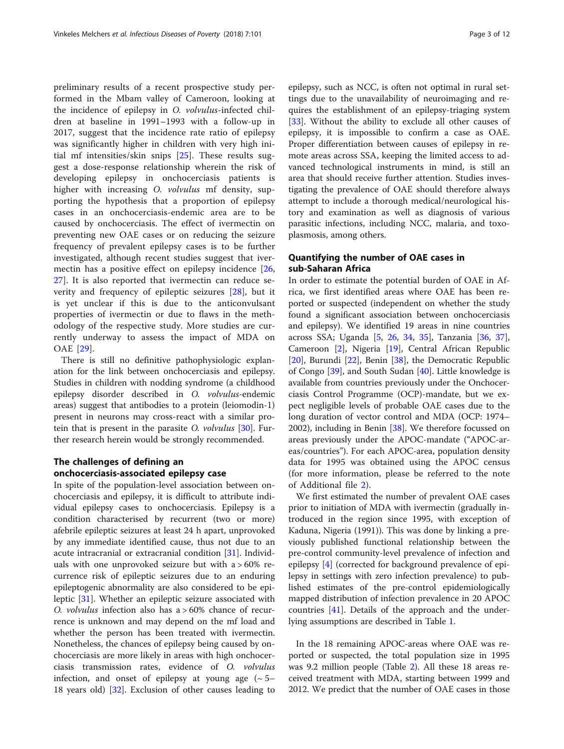preliminary results of a recent prospective study performed in the Mbam valley of Cameroon, looking at the incidence of epilepsy in *O. volvulus*-infected children at baseline in 1991–1993 with a follow-up in 2017, suggest that the incidence rate ratio of epilepsy was significantly higher in children with very high initial mf intensities/skin snips [25]. These results suggest a dose-response relationship wherein the risk of developing epilepsy in onchocerciasis patients is higher with increasing *O. volvulus* mf density, supporting the hypothesis that a proportion of epilepsy cases in an onchocerciasis-endemic area are to be caused by onchocerciasis. The effect of ivermectin on preventing new OAE cases or on reducing the seizure frequency of prevalent epilepsy cases is to be further investigated, although recent studies suggest that ivermectin has a positive effect on epilepsy incidence [26, 27]. It is also reported that ivermectin can reduce severity and frequency of epileptic seizures [28], but it is yet unclear if this is due to the anticonvulsant properties of ivermectin or due to flaws in the methodology of the respective study. More studies are currently underway to assess the impact of MDA on OAE [29].

There is still no definitive pathophysiologic explanation for the link between onchocerciasis and epilepsy. Studies in children with nodding syndrome (a childhood epilepsy disorder described in *O. volvulus*-endemic areas) suggest that antibodies to a protein (leiomodin-1) present in neurons may cross-react with a similar protein that is present in the parasite *O. volvulus* [30]. Further research herein would be strongly recommended.

## The challenges of defining an onchocerciasis-associated epilepsy case

In spite of the population-level association between onchocerciasis and epilepsy, it is difficult to attribute individual epilepsy cases to onchocerciasis. Epilepsy is a condition characterised by recurrent (two or more) afebrile epileptic seizures at least 24 h apart, unprovoked by any immediate identified cause, thus not due to an acute intracranial or extracranial condition [31]. Individuals with one unprovoked seizure but with a > 60% recurrence risk of epileptic seizures due to an enduring epileptogenic abnormality are also considered to be epileptic [31]. Whether an epileptic seizure associated with *O. volvulus* infection also has a > 60% chance of recurrence is unknown and may depend on the mf load and whether the person has been treated with ivermectin. Nonetheless, the chances of epilepsy being caused by onchocerciasis are more likely in areas with high onchocerciasis transmission rates, evidence of *O. volvulus* infection, and onset of epilepsy at young age (~ 5–18 years old) [32]. Exclusion of other causes leading to epilepsy, such as NCC, is often not optimal in rural settings due to the unavailability of neuroimaging and requires the establishment of an epilepsy-triaging system [33]. Without the ability to exclude all other causes of epilepsy, it is impossible to confirm a case as OAE. Proper differentiation between causes of epilepsy in remote areas across SSA, keeping the limited access to advanced technological instruments in mind, is still an area that should receive further attention. Studies investigating the prevalence of OAE should therefore always attempt to include a thorough medical/neurological history and examination as well as diagnosis of various parasitic infections, including NCC, malaria, and toxoplasmosis, among others.

## Quantifying the number of OAE cases in sub-Saharan Africa

In order to estimate the potential burden of OAE in Africa, we first identified areas where OAE has been reported or suspected (independent on whether the study found a significant association between onchocerciasis and epilepsy). We identified 19 areas in nine countries across SSA; Uganda [5, 26, 34, 35], Tanzania [36, 37], Cameroon [2], Nigeria [19], Central African Republic [20], Burundi [22], Benin [38], the Democratic Republic of Congo [39], and South Sudan [40]. Little knowledge is available from countries previously under the Onchocerciasis Control Programme (OCP)-mandate, but we expect negligible levels of probable OAE cases due to the long duration of vector control and MDA (OCP: 1974–2002), including in Benin [38]. We therefore focussed on areas previously under the APOC-mandate ("APOC-areas/countries"). For each APOC-area, population density data for 1995 was obtained using the APOC census (for more information, please be referred to the note of Additional file 2).

We first estimated the number of prevalent OAE cases prior to initiation of MDA with ivermectin (gradually introduced in the region since 1995, with exception of Kaduna, Nigeria (1991)). This was done by linking a previously published functional relationship between the pre-control community-level prevalence of infection and epilepsy [4] (corrected for background prevalence of epilepsy in settings with zero infection prevalence) to published estimates of the pre-control epidemiologically mapped distribution of infection prevalence in 20 APOC countries [41]. Details of the approach and the underlying assumptions are described in Table 1.

In the 18 remaining APOC-areas where OAE was reported or suspected, the total population size in 1995 was 9.2 million people (Table 2). All these 18 areas received treatment with MDA, starting between 1999 and 2012. We predict that the number of OAE cases in those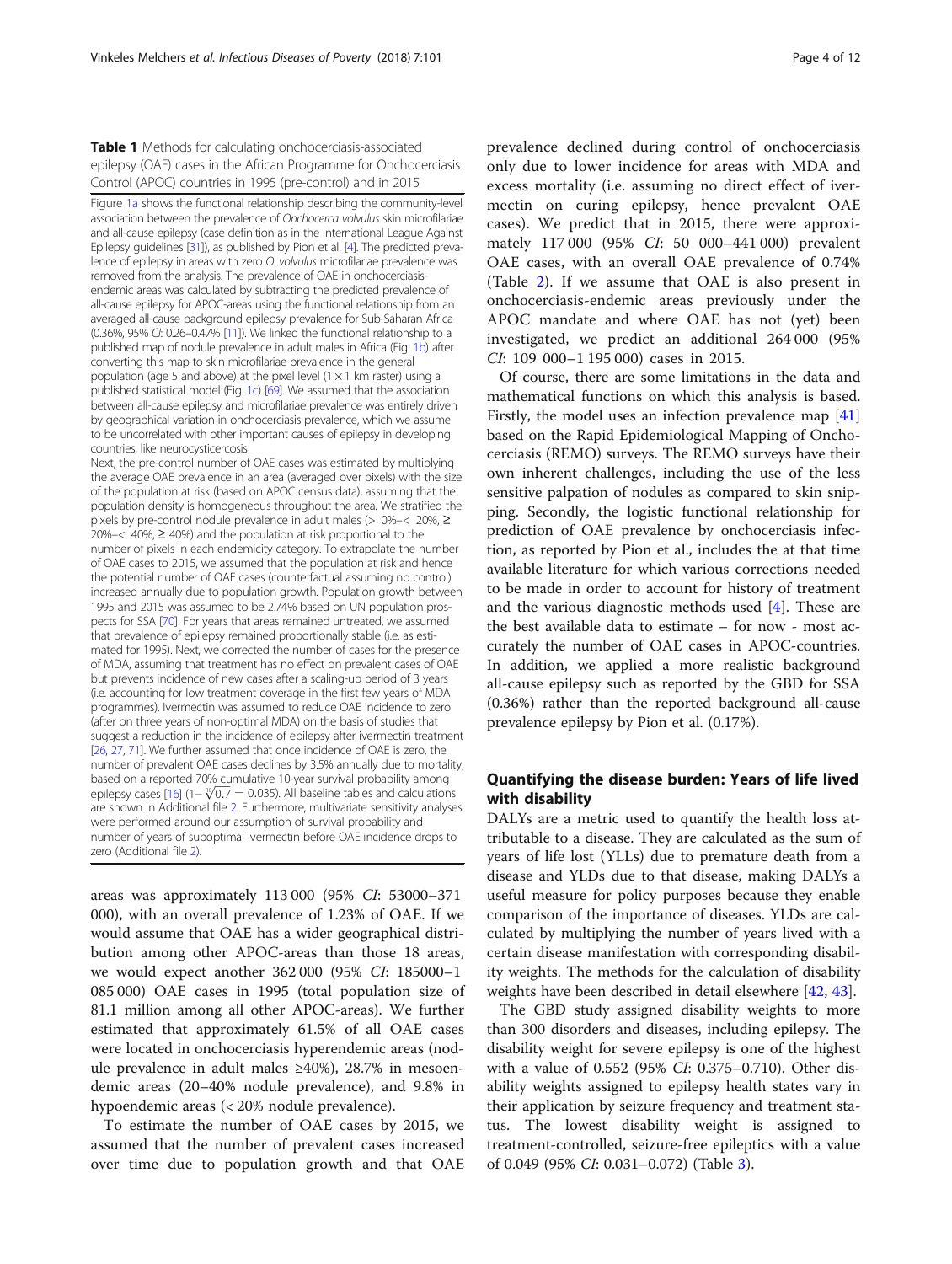**Table 1** Methods for calculating onchocerciasis-associated epilepsy (OAE) cases in the African Programme for Onchocerciasis Control (APOC) countries in 1995 (pre-control) and in 2015

Figure 1a shows the functional relationship describing the community-level association between the prevalence of *Onchocerca volvulus* skin microfilariae and all-cause epilepsy (case definition as in the International League Against Epilepsy guidelines [31]), as published by Pion et al. [4]. The predicted prevalence of epilepsy in areas with zero *O. volvulus* microfilariae prevalence was removed from the analysis. The prevalence of OAE in onchocerciasis-endemic areas was calculated by subtracting the predicted prevalence of all-cause epilepsy for APOC-areas using the functional relationship from an averaged all-cause background epilepsy prevalence for Sub-Saharan Africa (0.36%, 95% *CI*: 0.26–0.47% [11]). We linked the functional relationship to a published map of nodule prevalence in adult males in Africa (Fig. 1b) after converting this map to skin microfilariae prevalence in the general population (age 5 and above) at the pixel level (1 × 1 km raster) using a published statistical model (Fig. 1c) [69]. We assumed that the association between all-cause epilepsy and microfilariae prevalence was entirely driven by geographical variation in onchocerciasis prevalence, which we assume to be uncorrelated with other important causes of epilepsy in developing countries, like neurocysticercosis

Next, the pre-control number of OAE cases was estimated by multiplying the average OAE prevalence in an area (averaged over pixels) with the size of the population at risk (based on APOC census data), assuming that the population density is homogeneous throughout the area. We stratified the pixels by pre-control nodule prevalence in adult males (> 0%–< 20%, ≥ 20%–< 40%, ≥ 40%) and the population at risk proportional to the number of pixels in each endemicity category. To extrapolate the number of OAE cases to 2015, we assumed that the population at risk and hence the potential number of OAE cases (counterfactual assuming no control) increased annually due to population growth. Population growth between 1995 and 2015 was assumed to be 2.74% based on UN population prospects for SSA [70]. For years that areas remained untreated, we assumed that prevalence of epilepsy remained proportionally stable (i.e. as estimated for 1995). Next, we corrected the number of cases for the presence of MDA, assuming that treatment has no effect on prevalent cases of OAE but prevents incidence of new cases after a scaling-up period of 3 years (i.e. accounting for low treatment coverage in the first few years of MDA programmes). Ivermectin was assumed to reduce OAE incidence to zero (after on three years of non-optimal MDA) on the basis of studies that suggest a reduction in the incidence of epilepsy after ivermectin treatment [26, 27, 71]. We further assumed that once incidence of OAE is zero, the number of prevalent OAE cases declines by 3.5% annually due to mortality, based on a reported 70% cumulative 10-year survival probability among epilepsy cases [16] ($1 - \sqrt[10]{0.7} = 0.035$). All baseline tables and calculations are shown in Additional file 2. Furthermore, multivariate sensitivity analyses were performed around our assumption of survival probability and number of years of suboptimal ivermectin before OAE incidence drops to zero (Additional file 2).

areas was approximately 113 000 (95% *CI*: 53000–371 000), with an overall prevalence of 1.23% of OAE. If we would assume that OAE has a wider geographical distribution among other APOC-areas than those 18 areas, we would expect another 362 000 (95% *CI*: 185000–1 085 000) OAE cases in 1995 (total population size of 81.1 million among all other APOC-areas). We further estimated that approximately 61.5% of all OAE cases were located in onchocerciasis hyperendemic areas (nodule prevalence in adult males ≥40%), 28.7% in mesoendemic areas (20–40% nodule prevalence), and 9.8% in hypoendemic areas (< 20% nodule prevalence).

To estimate the number of OAE cases by 2015, we assumed that the number of prevalent cases increased over time due to population growth and that OAE prevalence declined during control of onchocerciasis only due to lower incidence for areas with MDA and excess mortality (i.e. assuming no direct effect of ivermectin on curing epilepsy, hence prevalent OAE cases). We predict that in 2015, there were approximately 117 000 (95% *CI*: 50 000–441 000) prevalent OAE cases, with an overall OAE prevalence of 0.74% (Table 2). If we assume that OAE is also present in onchocerciasis-endemic areas previously under the APOC mandate and where OAE has not (yet) been investigated, we predict an additional 264 000 (95% *CI*: 109 000–1 195 000) cases in 2015.

Of course, there are some limitations in the data and mathematical functions on which this analysis is based. Firstly, the model uses an infection prevalence map [41] based on the Rapid Epidemiological Mapping of Onchocerciasis (REMO) surveys. The REMO surveys have their own inherent challenges, including the use of the less sensitive palpation of nodules as compared to skin snipping. Secondly, the logistic functional relationship for prediction of OAE prevalence by onchocerciasis infection, as reported by Pion et al., includes the at that time available literature for which various corrections needed to be made in order to account for history of treatment and the various diagnostic methods used [4]. These are the best available data to estimate – for now - most accurately the number of OAE cases in APOC-countries. In addition, we applied a more realistic background all-cause epilepsy such as reported by the GBD for SSA (0.36%) rather than the reported background all-cause prevalence epilepsy by Pion et al. (0.17%).

## Quantifying the disease burden: Years of life lived with disability

DALYs are a metric used to quantify the health loss attributable to a disease. They are calculated as the sum of years of life lost (YLLs) due to premature death from a disease and YLDs due to that disease, making DALYs a useful measure for policy purposes because they enable comparison of the importance of diseases. YLDs are calculated by multiplying the number of years lived with a certain disease manifestation with corresponding disability weights. The methods for the calculation of disability weights have been described in detail elsewhere [42, 43].

The GBD study assigned disability weights to more than 300 disorders and diseases, including epilepsy. The disability weight for severe epilepsy is one of the highest with a value of 0.552 (95% *CI*: 0.375–0.710). Other disability weights assigned to epilepsy health states vary in their application by seizure frequency and treatment status. The lowest disability weight is assigned to treatment-controlled, seizure-free epileptics with a value of 0.049 (95% *CI*: 0.031–0.072) (Table 3).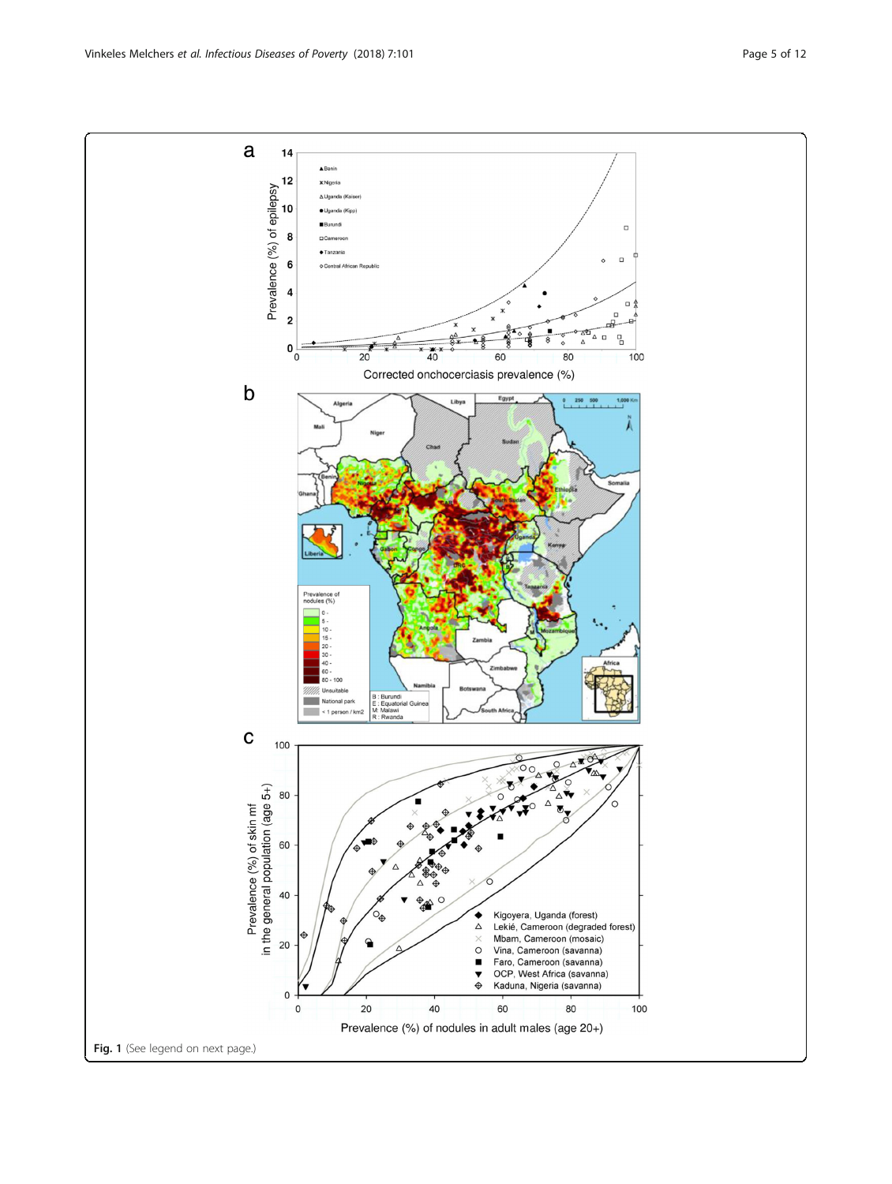Fig. 1 (See legend on next page.)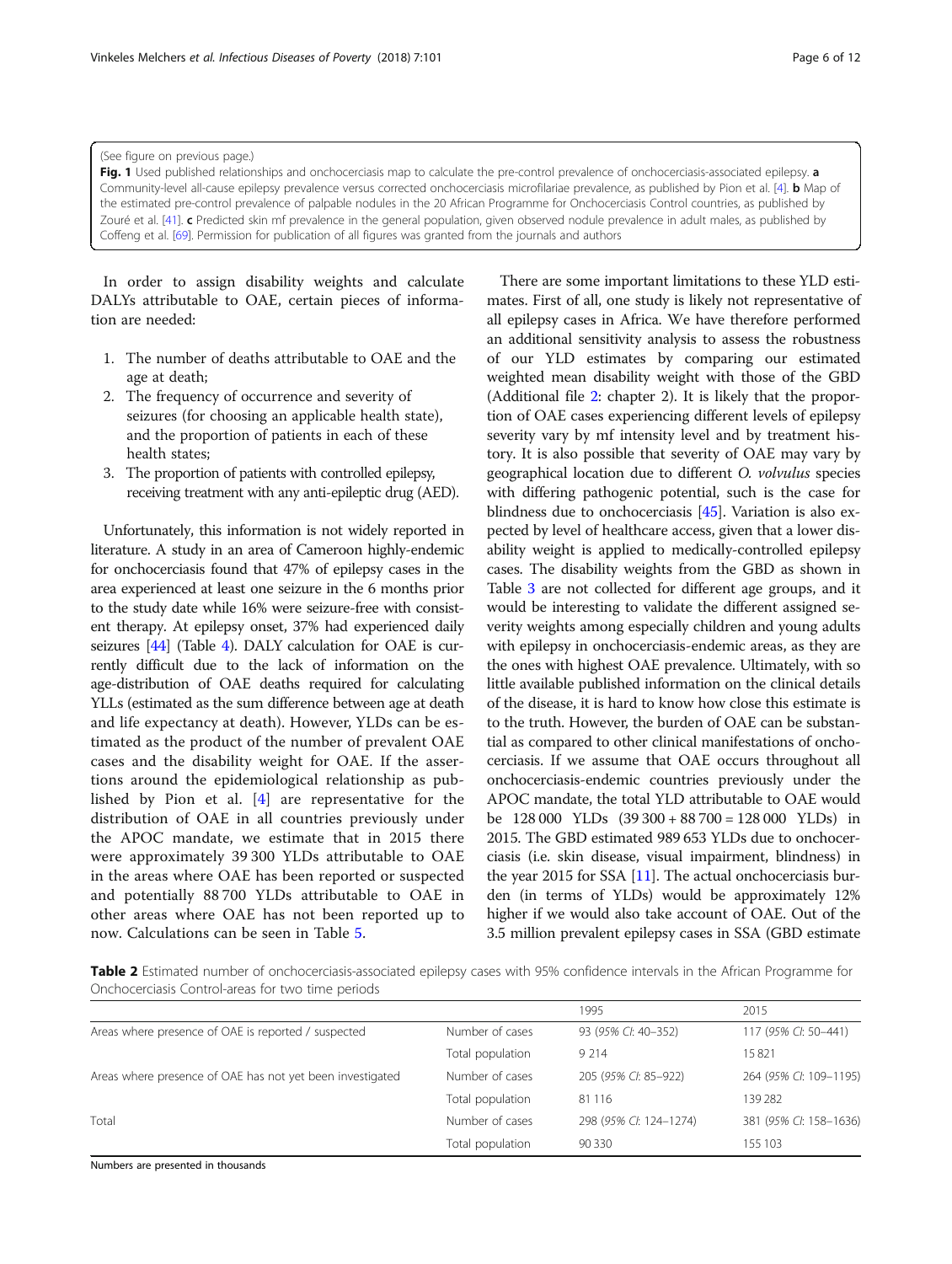(See figure on previous page.)

**Fig. 1** Used published relationships and onchocerciasis map to calculate the pre-control prevalence of onchocerciasis-associated epilepsy. **a** Community-level all-cause epilepsy prevalence versus corrected onchocerciasis microfilariae prevalence, as published by Pion et al. [4]. **b** Map of the estimated pre-control prevalence of palpable nodules in the 20 African Programme for Onchocerciasis Control countries, as published by Zouré et al. [41]. **c** Predicted skin mf prevalence in the general population, given observed nodule prevalence in adult males, as published by Coffeng et al. [69]. Permission for publication of all figures was granted from the journals and authors

In order to assign disability weights and calculate DALYs attributable to OAE, certain pieces of information are needed:

1. The number of deaths attributable to OAE and the age at death;
2. The frequency of occurrence and severity of seizures (for choosing an applicable health state), and the proportion of patients in each of these health states;
3. The proportion of patients with controlled epilepsy, receiving treatment with any anti-epileptic drug (AED).

Unfortunately, this information is not widely reported in literature. A study in an area of Cameroon highly-endemic for onchocerciasis found that 47% of epilepsy cases in the area experienced at least one seizure in the 6 months prior to the study date while 16% were seizure-free with consistent therapy. At epilepsy onset, 37% had experienced daily seizures [44] (Table 4). DALY calculation for OAE is currently difficult due to the lack of information on the age-distribution of OAE deaths required for calculating YLLs (estimated as the sum difference between age at death and life expectancy at death). However, YLDs can be estimated as the product of the number of prevalent OAE cases and the disability weight for OAE. If the assertions around the epidemiological relationship as published by Pion et al. [4] are representative for the distribution of OAE in all countries previously under the APOC mandate, we estimate that in 2015 there were approximately 39 300 YLDs attributable to OAE in the areas where OAE has been reported or suspected and potentially 88 700 YLDs attributable to OAE in other areas where OAE has not been reported up to now. Calculations can be seen in Table 5.

There are some important limitations to these YLD estimates. First of all, one study is likely not representative of all epilepsy cases in Africa. We have therefore performed an additional sensitivity analysis to assess the robustness of our YLD estimates by comparing our estimated weighted mean disability weight with those of the GBD (Additional file 2: chapter 2). It is likely that the proportion of OAE cases experiencing different levels of epilepsy severity vary by mf intensity level and by treatment history. It is also possible that severity of OAE may vary by geographical location due to different *O. volvulus* species with differing pathogenic potential, such is the case for blindness due to onchocerciasis [45]. Variation is also expected by level of healthcare access, given that a lower disability weight is applied to medically-controlled epilepsy cases. The disability weights from the GBD as shown in Table 3 are not collected for different age groups, and it would be interesting to validate the different assigned severity weights among especially children and young adults with epilepsy in onchocerciasis-endemic areas, as they are the ones with highest OAE prevalence. Ultimately, with so little available published information on the clinical details of the disease, it is hard to know how close this estimate is to the truth. However, the burden of OAE can be substantial as compared to other clinical manifestations of onchocerciasis. If we assume that OAE occurs throughout all onchocerciasis-endemic countries previously under the APOC mandate, the total YLD attributable to OAE would be 128 000 YLDs (39 300 + 88 700 = 128 000 YLDs) in 2015. The GBD estimated 989 653 YLDs due to onchocerciasis (i.e. skin disease, visual impairment, blindness) in the year 2015 for SSA [11]. The actual onchocerciasis burden (in terms of YLDs) would be approximately 12% higher if we would also take account of OAE. Out of the 3.5 million prevalent epilepsy cases in SSA (GBD estimate

**Table 2** Estimated number of onchocerciasis-associated epilepsy cases with 95% confidence intervals in the African Programme for Onchocerciasis Control-areas for two time periods

| | | 1995 | 2015 |
|---|---|---|---|
| Areas where presence of OAE is reported / suspected | Number of cases | 93 (*95% CI*: 40–352) | 117 (*95% CI*: 50–441) |
| | Total population | 9 214 | 15 821 |
| Areas where presence of OAE has not yet been investigated | Number of cases | 205 (*95% CI*: 85–922) | 264 (*95% CI*: 109–1195) |
| | Total population | 81 116 | 139 282 |
| Total | Number of cases | 298 (*95% CI*: 124–1274) | 381 (*95% CI*: 158–1636) |
| | Total population | 90 330 | 155 103 |

Numbers are presented in thousands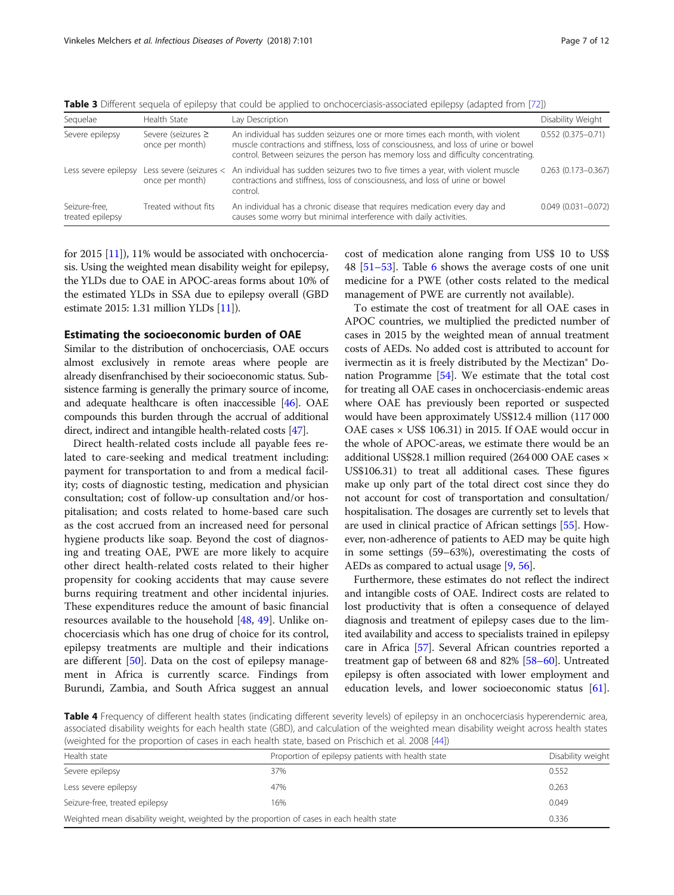**Table 3** Different sequela of epilepsy that could be applied to onchocerciasis-associated epilepsy (adapted from [72])

| Sequelae | Health State | Lay Description | Disability Weight |
| --- | --- | --- | --- |
| Severe epilepsy | Severe (seizures ≥ once per month) | An individual has sudden seizures one or more times each month, with violent muscle contractions and stiffness, loss of consciousness, and loss of urine or bowel control. Between seizures the person has memory loss and difficulty concentrating. | 0.552 (0.375–0.71) |
| Less severe epilepsy | Less severe (seizures < once per month) | An individual has sudden seizures two to five times a year, with violent muscle contractions and stiffness, loss of consciousness, and loss of urine or bowel control. | 0.263 (0.173–0.367) |
| Seizure-free, treated epilepsy | Treated without fits | An individual has a chronic disease that requires medication every day and causes some worry but minimal interference with daily activities. | 0.049 (0.031–0.072) |

for 2015 [11]), 11% would be associated with onchocerciasis. Using the weighted mean disability weight for epilepsy, the YLDs due to OAE in APOC-areas forms about 10% of the estimated YLDs in SSA due to epilepsy overall (GBD estimate 2015: 1.31 million YLDs [11]).

## Estimating the socioeconomic burden of OAE

Similar to the distribution of onchocerciasis, OAE occurs almost exclusively in remote areas where people are already disenfranchised by their socioeconomic status. Subsistence farming is generally the primary source of income, and adequate healthcare is often inaccessible [46]. OAE compounds this burden through the accrual of additional direct, indirect and intangible health-related costs [47].

Direct health-related costs include all payable fees related to care-seeking and medical treatment including: payment for transportation to and from a medical facility; costs of diagnostic testing, medication and physician consultation; cost of follow-up consultation and/or hospitalisation; and costs related to home-based care such as the cost accrued from an increased need for personal hygiene products like soap. Beyond the cost of diagnosing and treating OAE, PWE are more likely to acquire other direct health-related costs related to their higher propensity for cooking accidents that may cause severe burns requiring treatment and other incidental injuries. These expenditures reduce the amount of basic financial resources available to the household [48, 49]. Unlike onchocerciasis which has one drug of choice for its control, epilepsy treatments are multiple and their indications are different [50]. Data on the cost of epilepsy management in Africa is currently scarce. Findings from Burundi, Zambia, and South Africa suggest an annual cost of medication alone ranging from US$ 10 to US$ 48 [51–53]. Table 6 shows the average costs of one unit medicine for a PWE (other costs related to the medical management of PWE are currently not available).

To estimate the cost of treatment for all OAE cases in APOC countries, we multiplied the predicted number of cases in 2015 by the weighted mean of annual treatment costs of AEDs. No added cost is attributed to account for ivermectin as it is freely distributed by the Mectizan® Donation Programme [54]. We estimate that the total cost for treating all OAE cases in onchocerciasis-endemic areas where OAE has previously been reported or suspected would have been approximately US$12.4 million (117 000 OAE cases × US$ 106.31) in 2015. If OAE would occur in the whole of APOC-areas, we estimate there would be an additional US$28.1 million required (264 000 OAE cases × US$106.31) to treat all additional cases. These figures make up only part of the total direct cost since they do not account for cost of transportation and consultation/hospitalisation. The dosages are currently set to levels that are used in clinical practice of African settings [55]. However, non-adherence of patients to AED may be quite high in some settings (59–63%), overestimating the costs of AEDs as compared to actual usage [9, 56].

Furthermore, these estimates do not reflect the indirect and intangible costs of OAE. Indirect costs are related to lost productivity that is often a consequence of delayed diagnosis and treatment of epilepsy cases due to the limited availability and access to specialists trained in epilepsy care in Africa [57]. Several African countries reported a treatment gap of between 68 and 82% [58–60]. Untreated epilepsy is often associated with lower employment and education levels, and lower socioeconomic status [61].

**Table 4** Frequency of different health states (indicating different severity levels) of epilepsy in an onchocerciasis hyperendemic area, associated disability weights for each health state (GBD), and calculation of the weighted mean disability weight across health states (weighted for the proportion of cases in each health state, based on Prischich et al. 2008 [44])

| Health state | Proportion of epilepsy patients with health state | Disability weight |
| --- | --- | --- |
| Severe epilepsy | 37% | 0.552 |
| Less severe epilepsy | 47% | 0.263 |
| Seizure-free, treated epilepsy | 16% | 0.049 |
| Weighted mean disability weight, weighted by the proportion of cases in each health state | | 0.336 |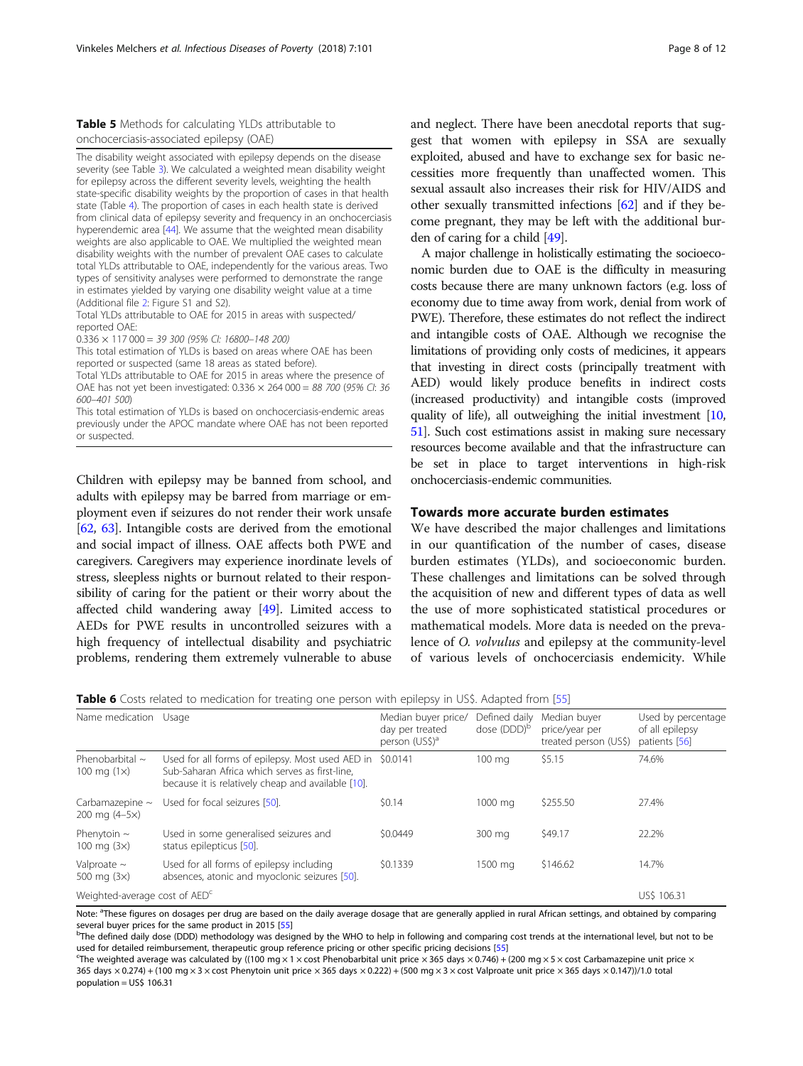**Table 5** Methods for calculating YLDs attributable to onchocerciasis-associated epilepsy (OAE)

The disability weight associated with epilepsy depends on the disease severity (see Table 3). We calculated a weighted mean disability weight for epilepsy across the different severity levels, weighting the health state-specific disability weights by the proportion of cases in that health state (Table 4). The proportion of cases in each health state is derived from clinical data of epilepsy severity and frequency in an onchocerciasis hyperendemic area [44]. We assume that the weighted mean disability weights are also applicable to OAE. We multiplied the weighted mean disability weights with the number of prevalent OAE cases to calculate total YLDs attributable to OAE, independently for the various areas. Two types of sensitivity analyses were performed to demonstrate the range in estimates yielded by varying one disability weight value at a time (Additional file 2: Figure S1 and S2).

Total YLDs attributable to OAE for 2015 in areas with suspected/reported OAE:

0.336 × 117 000 = *39 300 (95% CI: 16800–148 200)*

This total estimation of YLDs is based on areas where OAE has been reported or suspected (same 18 areas as stated before).

Total YLDs attributable to OAE for 2015 in areas where the presence of OAE has not yet been investigated: 0.336 × 264 000 = *88 700 (95% CI: 36 600–401 500)*

This total estimation of YLDs is based on onchocerciasis-endemic areas previously under the APOC mandate where OAE has not been reported or suspected.

Children with epilepsy may be banned from school, and adults with epilepsy may be barred from marriage or employment even if seizures do not render their work unsafe [62, 63]. Intangible costs are derived from the emotional and social impact of illness. OAE affects both PWE and caregivers. Caregivers may experience inordinate levels of stress, sleepless nights or burnout related to their responsibility of caring for the patient or their worry about the affected child wandering away [49]. Limited access to AEDs for PWE results in uncontrolled seizures with a high frequency of intellectual disability and psychiatric problems, rendering them extremely vulnerable to abuse and neglect. There have been anecdotal reports that suggest that women with epilepsy in SSA are sexually exploited, abused and have to exchange sex for basic necessities more frequently than unaffected women. This sexual assault also increases their risk for HIV/AIDS and other sexually transmitted infections [62] and if they become pregnant, they may be left with the additional burden of caring for a child [49].

A major challenge in holistically estimating the socioeconomic burden due to OAE is the difficulty in measuring costs because there are many unknown factors (e.g. loss of economy due to time away from work, denial from work of PWE). Therefore, these estimates do not reflect the indirect and intangible costs of OAE. Although we recognise the limitations of providing only costs of medicines, it appears that investing in direct costs (principally treatment with AED) would likely produce benefits in indirect costs (increased productivity) and intangible costs (improved quality of life), all outweighing the initial investment [10, 51]. Such cost estimations assist in making sure necessary resources become available and that the infrastructure can be set in place to target interventions in high-risk onchocerciasis-endemic communities.

## Towards more accurate burden estimates

We have described the major challenges and limitations in our quantification of the number of cases, disease burden estimates (YLDs), and socioeconomic burden. These challenges and limitations can be solved through the acquisition of new and different types of data as well the use of more sophisticated statistical procedures or mathematical models. More data is needed on the prevalence of *O. volvulus* and epilepsy at the community-level of various levels of onchocerciasis endemicity. While

**Table 6** Costs related to medication for treating one person with epilepsy in US$. Adapted from [55]

| Name medication | Usage | Median buyer price/ day per treated person (US$)[a] | Defined daily dose (DDD)[b] | Median buyer price/year per treated person (US$) | Used by percentage of all epilepsy patients [56] |
|---|---|---|---|---|---|
| Phenobarbital ~ 100 mg (1×) | Used for all forms of epilepsy. Most used AED in Sub-Saharan Africa which serves as first-line, because it is relatively cheap and available [10]. | $0.0141 | 100 mg | $5.15 | 74.6% |
| Carbamazepine ~ 200 mg (4–5×) | Used for focal seizures [50]. | $0.14 | 1000 mg | $255.50 | 27.4% |
| Phenytoin ~ 100 mg (3×) | Used in some generalised seizures and status epilepticus [50]. | $0.0449 | 300 mg | $49.17 | 22.2% |
| Valproate ~ 500 mg (3×) | Used for all forms of epilepsy including absences, atonic and myoclonic seizures [50]. | $0.1339 | 1500 mg | $146.62 | 14.7% |
| Weighted-average cost of AED[c] | | | | | US$ 106.31 |

Note: [a]These figures on dosages per drug are based on the daily average dosage that are generally applied in rural African settings, and obtained by comparing several buyer prices for the same product in 2015 [55]

[b]The defined daily dose (DDD) methodology was designed by the WHO to help in following and comparing cost trends at the international level, but not to be used for detailed reimbursement, therapeutic group reference pricing or other specific pricing decisions [55]

[c]The weighted average was calculated by ((100 mg × 1 × cost Phenobarbital unit price × 365 days × 0.746) + (200 mg × 5 × cost Carbamazepine unit price × 365 days × 0.274) + (100 mg × 3 × cost Phenytoin unit price × 365 days × 0.222) + (500 mg × 3 × cost Valproate unit price × 365 days × 0.147))/1.0 total population = US$ 106.31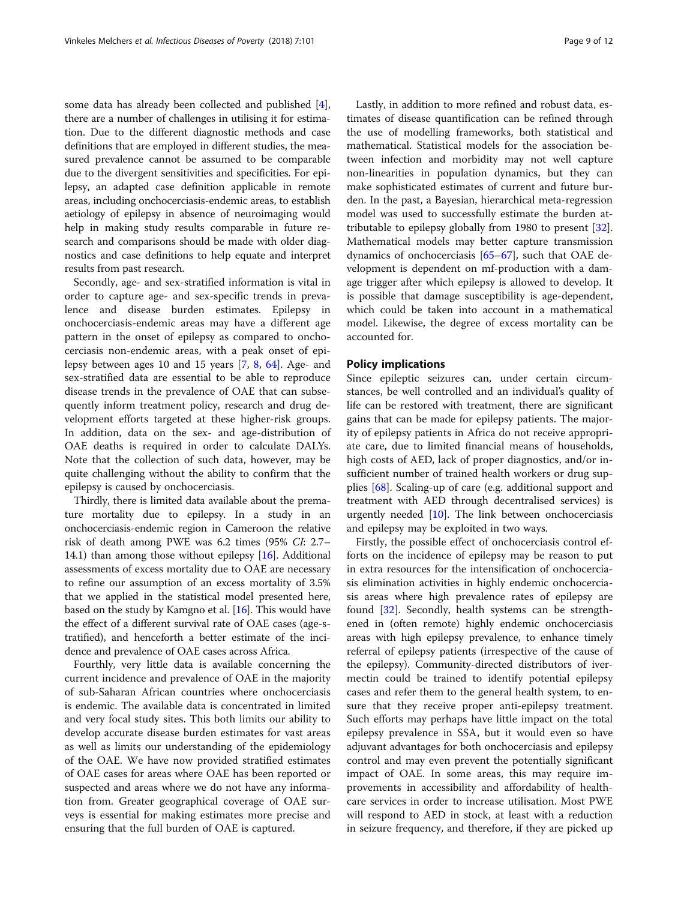some data has already been collected and published [4], there are a number of challenges in utilising it for estimation. Due to the different diagnostic methods and case definitions that are employed in different studies, the measured prevalence cannot be assumed to be comparable due to the divergent sensitivities and specificities. For epilepsy, an adapted case definition applicable in remote areas, including onchocerciasis-endemic areas, to establish aetiology of epilepsy in absence of neuroimaging would help in making study results comparable in future research and comparisons should be made with older diagnostics and case definitions to help equate and interpret results from past research.

Secondly, age- and sex-stratified information is vital in order to capture age- and sex-specific trends in prevalence and disease burden estimates. Epilepsy in onchocerciasis-endemic areas may have a different age pattern in the onset of epilepsy as compared to onchocerciasis non-endemic areas, with a peak onset of epilepsy between ages 10 and 15 years [7, 8, 64]. Age- and sex-stratified data are essential to be able to reproduce disease trends in the prevalence of OAE that can subsequently inform treatment policy, research and drug development efforts targeted at these higher-risk groups. In addition, data on the sex- and age-distribution of OAE deaths is required in order to calculate DALYs. Note that the collection of such data, however, may be quite challenging without the ability to confirm that the epilepsy is caused by onchocerciasis.

Thirdly, there is limited data available about the premature mortality due to epilepsy. In a study in an onchocerciasis-endemic region in Cameroon the relative risk of death among PWE was 6.2 times (95% *CI*: 2.7–14.1) than among those without epilepsy [16]. Additional assessments of excess mortality due to OAE are necessary to refine our assumption of an excess mortality of 3.5% that we applied in the statistical model presented here, based on the study by Kamgno et al. [16]. This would have the effect of a different survival rate of OAE cases (age-stratified), and henceforth a better estimate of the incidence and prevalence of OAE cases across Africa.

Fourthly, very little data is available concerning the current incidence and prevalence of OAE in the majority of sub-Saharan African countries where onchocerciasis is endemic. The available data is concentrated in limited and very focal study sites. This both limits our ability to develop accurate disease burden estimates for vast areas as well as limits our understanding of the epidemiology of the OAE. We have now provided stratified estimates of OAE cases for areas where OAE has been reported or suspected and areas where we do not have any information from. Greater geographical coverage of OAE surveys is essential for making estimates more precise and ensuring that the full burden of OAE is captured.

Lastly, in addition to more refined and robust data, estimates of disease quantification can be refined through the use of modelling frameworks, both statistical and mathematical. Statistical models for the association between infection and morbidity may not well capture non-linearities in population dynamics, but they can make sophisticated estimates of current and future burden. In the past, a Bayesian, hierarchical meta-regression model was used to successfully estimate the burden attributable to epilepsy globally from 1980 to present [32]. Mathematical models may better capture transmission dynamics of onchocerciasis [65–67], such that OAE development is dependent on mf-production with a damage trigger after which epilepsy is allowed to develop. It is possible that damage susceptibility is age-dependent, which could be taken into account in a mathematical model. Likewise, the degree of excess mortality can be accounted for.

## Policy implications

Since epileptic seizures can, under certain circumstances, be well controlled and an individual's quality of life can be restored with treatment, there are significant gains that can be made for epilepsy patients. The majority of epilepsy patients in Africa do not receive appropriate care, due to limited financial means of households, high costs of AED, lack of proper diagnostics, and/or insufficient number of trained health workers or drug supplies [68]. Scaling-up of care (e.g. additional support and treatment with AED through decentralised services) is urgently needed [10]. The link between onchocerciasis and epilepsy may be exploited in two ways.

Firstly, the possible effect of onchocerciasis control efforts on the incidence of epilepsy may be reason to put in extra resources for the intensification of onchocerciasis elimination activities in highly endemic onchocerciasis areas where high prevalence rates of epilepsy are found [32]. Secondly, health systems can be strengthened in (often remote) highly endemic onchocerciasis areas with high epilepsy prevalence, to enhance timely referral of epilepsy patients (irrespective of the cause of the epilepsy). Community-directed distributors of ivermectin could be trained to identify potential epilepsy cases and refer them to the general health system, to ensure that they receive proper anti-epilepsy treatment. Such efforts may perhaps have little impact on the total epilepsy prevalence in SSA, but it would even so have adjuvant advantages for both onchocerciasis and epilepsy control and may even prevent the potentially significant impact of OAE. In some areas, this may require improvements in accessibility and affordability of healthcare services in order to increase utilisation. Most PWE will respond to AED in stock, at least with a reduction in seizure frequency, and therefore, if they are picked up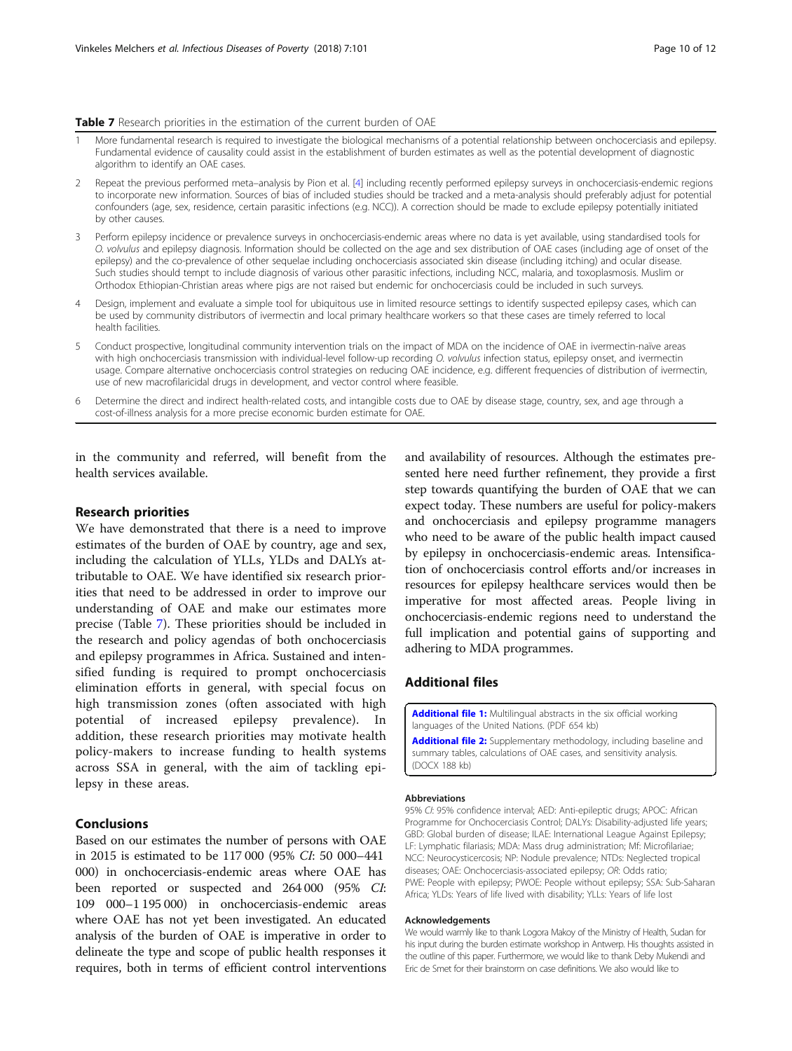**Table 7** Research priorities in the estimation of the current burden of OAE

| | |
|---|---|
| 1 | More fundamental research is required to investigate the biological mechanisms of a potential relationship between onchocerciasis and epilepsy. Fundamental evidence of causality could assist in the establishment of burden estimates as well as the potential development of diagnostic algorithm to identify an OAE cases. |
| 2 | Repeat the previous performed meta–analysis by Pion et al. [4] including recently performed epilepsy surveys in onchocerciasis-endemic regions to incorporate new information. Sources of bias of included studies should be tracked and a meta-analysis should preferably adjust for potential confounders (age, sex, residence, certain parasitic infections (e.g. NCC)). A correction should be made to exclude epilepsy potentially initiated by other causes. |
| 3 | Perform epilepsy incidence or prevalence surveys in onchocerciasis-endemic areas where no data is yet available, using standardised tools for *O. volvulus* and epilepsy diagnosis. Information should be collected on the age and sex distribution of OAE cases (including age of onset of the epilepsy) and the co-prevalence of other sequelae including onchocerciasis associated skin disease (including itching) and ocular disease. Such studies should tempt to include diagnosis of various other parasitic infections, including NCC, malaria, and toxoplasmosis. Muslim or Orthodox Ethiopian-Christian areas where pigs are not raised but endemic for onchocerciasis could be included in such surveys. |
| 4 | Design, implement and evaluate a simple tool for ubiquitous use in limited resource settings to identify suspected epilepsy cases, which can be used by community distributors of ivermectin and local primary healthcare workers so that these cases are timely referred to local health facilities. |
| 5 | Conduct prospective, longitudinal community intervention trials on the impact of MDA on the incidence of OAE in ivermectin-naïve areas with high onchocerciasis transmission with individual-level follow-up recording *O. volvulus* infection status, epilepsy onset, and ivermectin usage. Compare alternative onchocerciasis control strategies on reducing OAE incidence, e.g. different frequencies of distribution of ivermectin, use of new macrofilaricidal drugs in development, and vector control where feasible. |
| 6 | Determine the direct and indirect health-related costs, and intangible costs due to OAE by disease stage, country, sex, and age through a cost-of-illness analysis for a more precise economic burden estimate for OAE. |

in the community and referred, will benefit from the health services available.

## Research priorities

We have demonstrated that there is a need to improve estimates of the burden of OAE by country, age and sex, including the calculation of YLLs, YLDs and DALYs attributable to OAE. We have identified six research priorities that need to be addressed in order to improve our understanding of OAE and make our estimates more precise (Table 7). These priorities should be included in the research and policy agendas of both onchocerciasis and epilepsy programmes in Africa. Sustained and intensified funding is required to prompt onchocerciasis elimination efforts in general, with special focus on high transmission zones (often associated with high potential of increased epilepsy prevalence). In addition, these research priorities may motivate health policy-makers to increase funding to health systems across SSA in general, with the aim of tackling epilepsy in these areas.

## Conclusions

Based on our estimates the number of persons with OAE in 2015 is estimated to be 117 000 (95% *CI*: 50 000–441 000) in onchocerciasis-endemic areas where OAE has been reported or suspected and 264 000 (95% *CI*: 109 000–1 195 000) in onchocerciasis-endemic areas where OAE has not yet been investigated. An educated analysis of the burden of OAE is imperative in order to delineate the type and scope of public health responses it requires, both in terms of efficient control interventions and availability of resources. Although the estimates presented here need further refinement, they provide a first step towards quantifying the burden of OAE that we can expect today. These numbers are useful for policy-makers and onchocerciasis and epilepsy programme managers who need to be aware of the public health impact caused by epilepsy in onchocerciasis-endemic areas. Intensification of onchocerciasis control efforts and/or increases in resources for epilepsy healthcare services would then be imperative for most affected areas. People living in onchocerciasis-endemic regions need to understand the full implication and potential gains of supporting and adhering to MDA programmes.

## Additional files

**Additional file 1:** Multilingual abstracts in the six official working languages of the United Nations. (PDF 654 kb)

**Additional file 2:** Supplementary methodology, including baseline and summary tables, calculations of OAE cases, and sensitivity analysis. (DOCX 188 kb)

### Abbreviations

95% *CI*: 95% confidence interval; AED: Anti-epileptic drugs; APOC: African Programme for Onchocerciasis Control; DALYs: Disability-adjusted life years; GBD: Global burden of disease; ILAE: International League Against Epilepsy; LF: Lymphatic filariasis; MDA: Mass drug administration; Mf: Microfilariae; NCC: Neurocysticercosis; NP: Nodule prevalence; NTDs: Neglected tropical diseases; OAE: Onchocerciasis-associated epilepsy; OR: Odds ratio; PWE: People with epilepsy; PWOE: People without epilepsy; SSA: Sub-Saharan Africa; YLDs: Years of life lived with disability; YLLs: Years of life lost

### Acknowledgements

We would warmly like to thank Logora Makoy of the Ministry of Health, Sudan for his input during the burden estimate workshop in Antwerp. His thoughts assisted in the outline of this paper. Furthermore, we would like to thank Deby Mukendi and Eric de Smet for their brainstorm on case definitions. We also would like to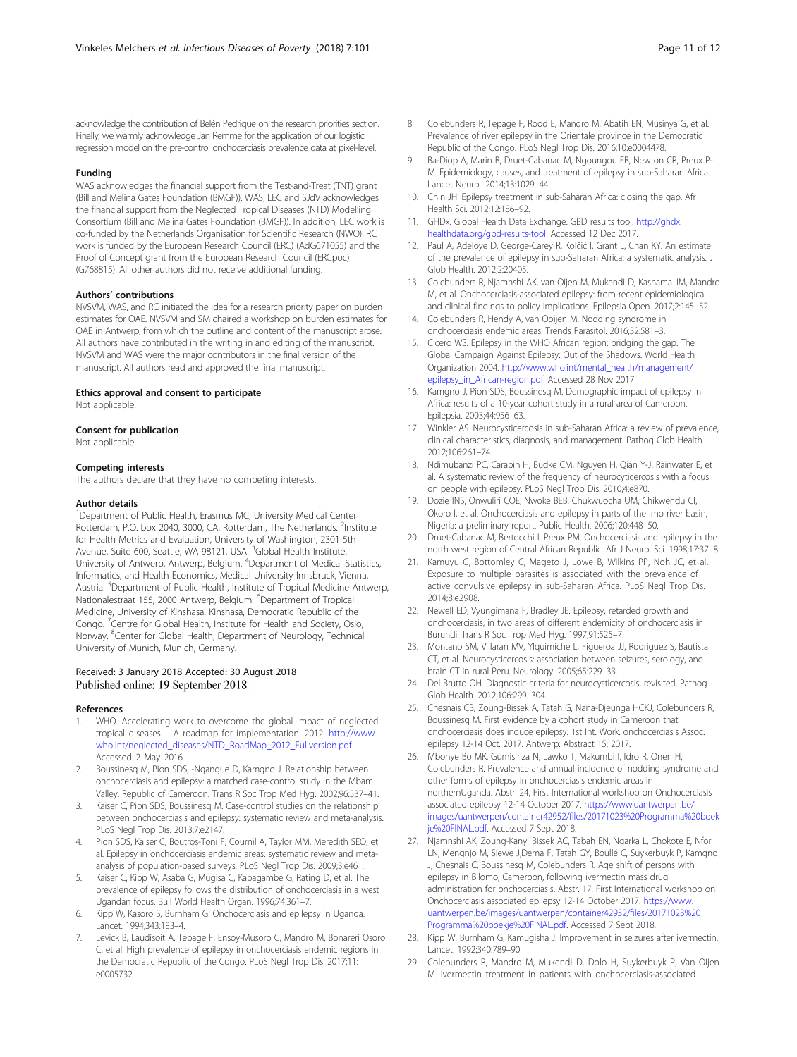acknowledge the contribution of Belén Pedrique on the research priorities section. Finally, we warmly acknowledge Jan Remme for the application of our logistic regression model on the pre-control onchocerciasis prevalence data at pixel-level.

### Funding

WAS acknowledges the financial support from the Test-and-Treat (TNT) grant (Bill and Melina Gates Foundation (BMGF)). WAS, LEC and SJdV acknowledges the financial support from the Neglected Tropical Diseases (NTD) Modelling Consortium (Bill and Melina Gates Foundation (BMGF)). In addition, LEC work is co-funded by the Netherlands Organisation for Scientific Research (NWO). RC work is funded by the European Research Council (ERC) (AdG671055) and the Proof of Concept grant from the European Research Council (ERCpoc) (G768815). All other authors did not receive additional funding.

### Authors' contributions

NVSVM, WAS, and RC initiated the idea for a research priority paper on burden estimates for OAE. NVSVM and SM chaired a workshop on burden estimates for OAE in Antwerp, from which the outline and content of the manuscript arose. All authors have contributed in the writing in and editing of the manuscript. NVSVM and WAS were the major contributors in the final version of the manuscript. All authors read and approved the final manuscript.

### Ethics approval and consent to participate

Not applicable.

### Consent for publication

Not applicable.

### Competing interests

The authors declare that they have no competing interests.

### Author details

[1]Department of Public Health, Erasmus MC, University Medical Center Rotterdam, P.O. box 2040, 3000, CA, Rotterdam, The Netherlands. [2]Institute for Health Metrics and Evaluation, University of Washington, 2301 5th Avenue, Suite 600, Seattle, WA 98121, USA. [3]Global Health Institute, University of Antwerp, Antwerp, Belgium. [4]Department of Medical Statistics, Informatics, and Health Economics, Medical University Innsbruck, Vienna, Austria. [5]Department of Public Health, Institute of Tropical Medicine Antwerp, Nationalestraat 155, 2000 Antwerp, Belgium. [6]Department of Tropical Medicine, University of Kinshasa, Kinshasa, Democratic Republic of the Congo. [7]Centre for Global Health, Institute for Health and Society, Oslo, Norway. [8]Center for Global Health, Department of Neurology, Technical University of Munich, Munich, Germany.

Received: 3 January 2018 Accepted: 30 August 2018
Published online: 19 September 2018

### References

1. WHO. Accelerating work to overcome the global impact of neglected tropical diseases – A roadmap for implementation. 2012. http://www.who.int/neglected_diseases/NTD_RoadMap_2012_Fullversion.pdf. Accessed 2 May 2016.
2. Boussinesq M, Pion SDS, -Ngangue D, Kamgno J. Relationship between onchocerciasis and epilepsy: a matched case-control study in the Mbam Valley, Republic of Cameroon. Trans R Soc Trop Med Hyg. 2002;96:537–41.
3. Kaiser C, Pion SDS, Boussinesq M. Case-control studies on the relationship between onchocerciasis and epilepsy: systematic review and meta-analysis. PLoS Negl Trop Dis. 2013;7:e2147.
4. Pion SDS, Kaiser C, Boutros-Toni F, Cournil A, Taylor MM, Meredith SEO, et al. Epilepsy in onchocerciasis endemic areas: systematic review and meta-analysis of population-based surveys. PLoS Negl Trop Dis. 2009;3:e461.
5. Kaiser C, Kipp W, Asaba G, Mugisa C, Kabagambe G, Rating D, et al. The prevalence of epilepsy follows the distribution of onchocerciasis in a west Ugandan focus. Bull World Health Organ. 1996;74:361–7.
6. Kipp W, Kasoro S, Burnham G. Onchocerciasis and epilepsy in Uganda. Lancet. 1994;343:183–4.
7. Levick B, Laudisoit A, Tepage F, Ensoy-Musoro C, Mandro M, Bonareri Osoro C, et al. High prevalence of epilepsy in onchocerciasis endemic regions in the Democratic Republic of the Congo. PLoS Negl Trop Dis. 2017;11:e0005732.
8. Colebunders R, Tepage F, Rood E, Mandro M, Abatih EN, Musinya G, et al. Prevalence of river epilepsy in the Orientale province in the Democratic Republic of the Congo. PLoS Negl Trop Dis. 2016;10:e0004478.
9. Ba-Diop A, Marin B, Druet-Cabanac M, Ngoungou EB, Newton CR, Preux P-M. Epidemiology, causes, and treatment of epilepsy in sub-Saharan Africa. Lancet Neurol. 2014;13:1029–44.
10. Chin JH. Epilepsy treatment in sub-Saharan Africa: closing the gap. Afr Health Sci. 2012;12:186–92.
11. GHDx. Global Health Data Exchange. GBD results tool. http://ghdx.healthdata.org/gbd-results-tool. Accessed 12 Dec 2017.
12. Paul A, Adeloye D, George-Carey R, Kolčić I, Grant L, Chan KY. An estimate of the prevalence of epilepsy in sub-Saharan Africa: a systematic analysis. J Glob Health. 2012;2:20405.
13. Colebunders R, Njamnshi AK, van Oijen M, Mukendi D, Kashama JM, Mandro M, et al. Onchocerciasis-associated epilepsy: from recent epidemiological and clinical findings to policy implications. Epilepsia Open. 2017;2:145–52.
14. Colebunders R, Hendy A, van Ooijen M. Nodding syndrome in onchocerciasis endemic areas. Trends Parasitol. 2016;32:581–3.
15. Cicero WS. Epilepsy in the WHO African region: bridging the gap. The Global Campaign Against Epilepsy: Out of the Shadows. World Health Organization 2004. http://www.who.int/mental_health/management/epilepsy_in_African-region.pdf. Accessed 28 Nov 2017.
16. Kamgno J, Pion SDS, Boussinesq M. Demographic impact of epilepsy in Africa: results of a 10-year cohort study in a rural area of Cameroon. Epilepsia. 2003;44:956–63.
17. Winkler AS. Neurocysticercosis in sub-Saharan Africa: a review of prevalence, clinical characteristics, diagnosis, and management. Pathog Glob Health. 2012;106:261–74.
18. Ndimubanzi PC, Carabin H, Budke CM, Nguyen H, Qian Y-J, Rainwater E, et al. A systematic review of the frequency of neurocyticercosis with a focus on people with epilepsy. PLoS Negl Trop Dis. 2010;4:e870.
19. Dozie INS, Onwuliri COE, Nwoke BEB, Chukwuocha UM, Chikwendu CI, Okoro I, et al. Onchocerciasis and epilepsy in parts of the Imo river basin, Nigeria: a preliminary report. Public Health. 2006;120:448–50.
20. Druet-Cabanac M, Bertocchi I, Preux PM. Onchocerciasis and epilepsy in the north west region of Central African Republic. Afr J Neurol Sci. 1998;17:37–8.
21. Kamuyu G, Bottomley C, Mageto J, Lowe B, Wilkins PP, Noh JC, et al. Exposure to multiple parasites is associated with the prevalence of active convulsive epilepsy in sub-Saharan Africa. PLoS Negl Trop Dis. 2014;8:e2908.
22. Newell ED, Vyungimana F, Bradley JE. Epilepsy, retarded growth and onchocerciasis, in two areas of different endemicity of onchocerciasis in Burundi. Trans R Soc Trop Med Hyg. 1997;91:525–7.
23. Montano SM, Villaran MV, Ylquimiche L, Figueroa JJ, Rodriguez S, Bautista CT, et al. Neurocysticercosis: association between seizures, serology, and brain CT in rural Peru. Neurology. 2005;65:229–33.
24. Del Brutto OH. Diagnostic criteria for neurocysticercosis, revisited. Pathog Glob Health. 2012;106:299–304.
25. Chesnais CB, Zoung-Bissek A, Tatah G, Nana-Djeunga HCKJ, Colebunders R, Boussinesq M. First evidence by a cohort study in Cameroon that onchocerciasis does induce epilepsy. 1st Int. Work. onchocerciasis Assoc. epilepsy 12-14 Oct. 2017. Antwerp: Abstract 15; 2017.
26. Mbonye Bo MK, Gumisiriza N, Lawko T, Makumbi I, Idro R, Onen H, Colebunders R. Prevalence and annual incidence of nodding syndrome and other forms of epilepsy in onchocerciasis endemic areas in northernUganda. Abstr. 24, First International workshop on Onchocerciasis associated epilepsy 12-14 October 2017. https://www.uantwerpen.be/images/uantwerpen/container42952/files/20171023%20Programma%20boekje%20FINAL.pdf. Accessed 7 Sept 2018.
27. Njamnshi AK, Zoung-Kanyi Bissek AC, Tabah EN, Ngarka L, Chokote E, Nfor LN, Mengnjo M, Siewe J,Dema F, Tatah GY, Boullé C, Suykerbuyk P, Kamgno J, Chesnais C, Boussinesq M, Colebunders R. Age shift of persons with epilepsy in Bilomo, Cameroon, following ivermectin mass drug administration for onchocerciasis. Abstr. 17, First International workshop on Onchocerciasis associated epilepsy 12-14 October 2017. https://www.uantwerpen.be/images/uantwerpen/container42952/files/20171023%20Programma%20boekje%20FINAL.pdf. Accessed 7 Sept 2018.
28. Kipp W, Burnham G, Kamugisha J. Improvement in seizures after ivermectin. Lancet. 1992;340:789–90.
29. Colebunders R, Mandro M, Mukendi D, Dolo H, Suykerbuyk P, Van Oijen M. Ivermectin treatment in patients with onchocerciasis-associated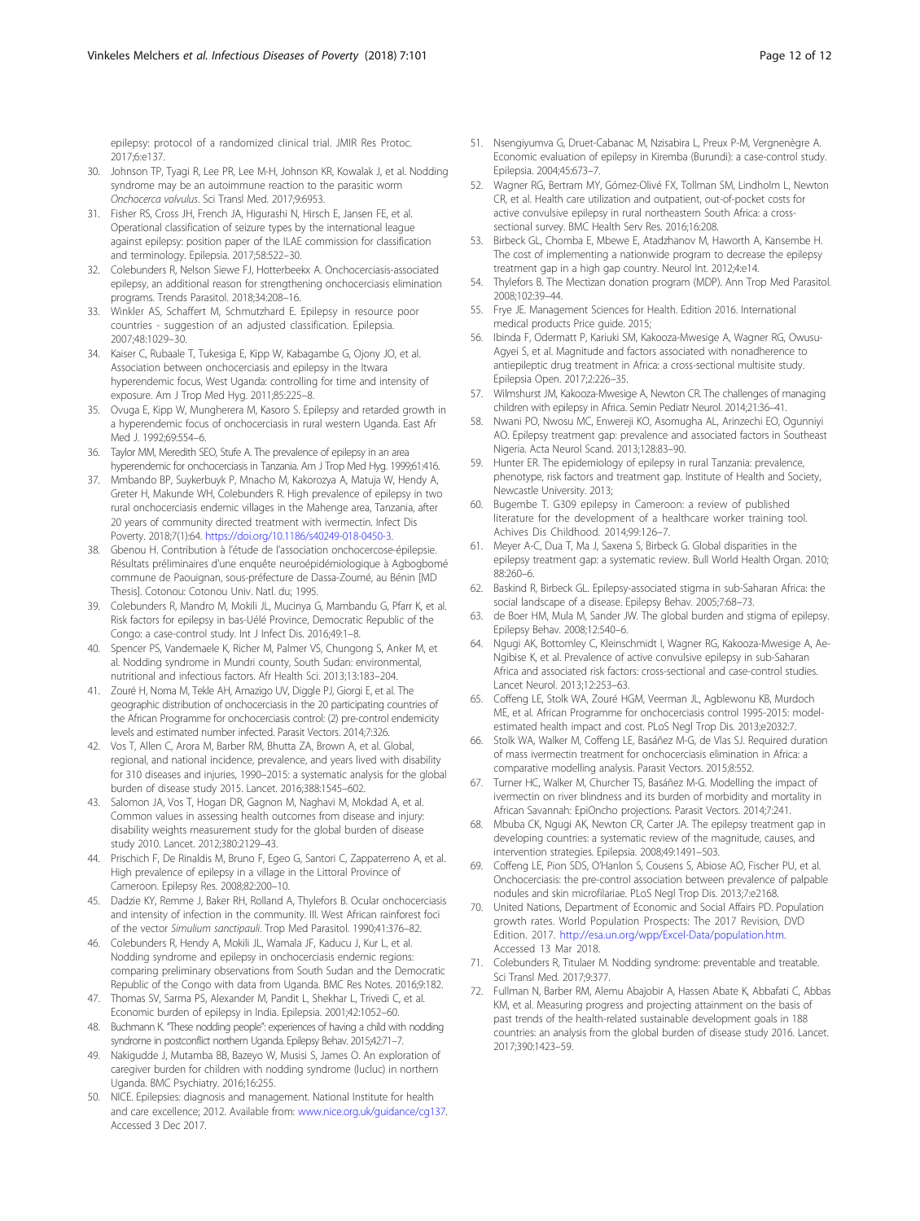epilepsy: protocol of a randomized clinical trial. JMIR Res Protoc. 2017;6:e137.

30. Johnson TP, Tyagi R, Lee PR, Lee M-H, Johnson KR, Kowalak J, et al. Nodding syndrome may be an autoimmune reaction to the parasitic worm *Onchocerca volvulus*. Sci Transl Med. 2017;9:6953.
31. Fisher RS, Cross JH, French JA, Higurashi N, Hirsch E, Jansen FE, et al. Operational classification of seizure types by the international league against epilepsy: position paper of the ILAE commission for classification and terminology. Epilepsia. 2017;58:522–30.
32. Colebunders R, Nelson Siewe FJ, Hotterbeekx A. Onchocerciasis-associated epilepsy, an additional reason for strengthening onchocerciasis elimination programs. Trends Parasitol. 2018;34:208–16.
33. Winkler AS, Schaffert M, Schmutzhard E. Epilepsy in resource poor countries - suggestion of an adjusted classification. Epilepsia. 2007;48:1029–30.
34. Kaiser C, Rubaale T, Tukesiga E, Kipp W, Kabagambe G, Ojony JO, et al. Association between onchocerciasis and epilepsy in the Itwara hyperendemic focus, West Uganda: controlling for time and intensity of exposure. Am J Trop Med Hyg. 2011;85:225–8.
35. Ovuga E, Kipp W, Mungherera M, Kasoro S. Epilepsy and retarded growth in a hyperendemic focus of onchocerciasis in rural western Uganda. East Afr Med J. 1992;69:554–6.
36. Taylor MM, Meredith SEO, Stufe A. The prevalence of epilepsy in an area hyperendemic for onchocerciasis in Tanzania. Am J Trop Med Hyg. 1999;61:416.
37. Mmbando BP, Suykerbuyk P, Mnacho M, Kakorozya A, Matuja W, Hendy A, Greter H, Makunde WH, Colebunders R. High prevalence of epilepsy in two rural onchocerciasis endemic villages in the Mahenge area, Tanzania, after 20 years of community directed treatment with ivermectin. Infect Dis Poverty. 2018;7(1):64. https://doi.org/10.1186/s40249-018-0450-3.
38. Gbenou H. Contribution à l'étude de l'association onchocercose-épilepsie. Résultats préliminaires d'une enquête neuroépidémiologique à Agbogbomé commune de Paouignan, sous-préfecture de Dassa-Zoumé, au Bénin [MD Thesis]. Cotonou: Cotonou Univ. Natl. du; 1995.
39. Colebunders R, Mandro M, Mokili JL, Mucinya G, Mambandu G, Pfarr K, et al. Risk factors for epilepsy in bas-Uélé Province, Democratic Republic of the Congo: a case-control study. Int J Infect Dis. 2016;49:1–8.
40. Spencer PS, Vandemaele K, Richer M, Palmer VS, Chungong S, Anker M, et al. Nodding syndrome in Mundri county, South Sudan: environmental, nutritional and infectious factors. Afr Health Sci. 2013;13:183–204.
41. Zouré H, Noma M, Tekle AH, Amazigo UV, Diggle PJ, Giorgi E, et al. The geographic distribution of onchocerciasis in the 20 participating countries of the African Programme for onchocerciasis control: (2) pre-control endemicity levels and estimated number infected. Parasit Vectors. 2014;7:326.
42. Vos T, Allen C, Arora M, Barber RM, Bhutta ZA, Brown A, et al. Global, regional, and national incidence, prevalence, and years lived with disability for 310 diseases and injuries, 1990–2015: a systematic analysis for the global burden of disease study 2015. Lancet. 2016;388:1545–602.
43. Salomon JA, Vos T, Hogan DR, Gagnon M, Naghavi M, Mokdad A, et al. Common values in assessing health outcomes from disease and injury: disability weights measurement study for the global burden of disease study 2010. Lancet. 2012;380:2129–43.
44. Prischich F, De Rinaldis M, Bruno F, Egeo G, Santori C, Zappaterreno A, et al. High prevalence of epilepsy in a village in the Littoral Province of Cameroon. Epilepsy Res. 2008;82:200–10.
45. Dadzie KY, Remme J, Baker RH, Rolland A, Thylefors B. Ocular onchocerciasis and intensity of infection in the community. III. West African rainforest foci of the vector *Simulium sanctipauli*. Trop Med Parasitol. 1990;41:376–82.
46. Colebunders R, Hendy A, Mokili JL, Wamala JF, Kaducu J, Kur L, et al. Nodding syndrome and epilepsy in onchocerciasis endemic regions: comparing preliminary observations from South Sudan and the Democratic Republic of the Congo with data from Uganda. BMC Res Notes. 2016;9:182.
47. Thomas SV, Sarma PS, Alexander M, Pandit L, Shekhar L, Trivedi C, et al. Economic burden of epilepsy in India. Epilepsia. 2001;42:1052–60.
48. Buchmann K. "These nodding people": experiences of having a child with nodding syndrome in postconflict northern Uganda. Epilepsy Behav. 2015;42:71–7.
49. Nakigudde J, Mutamba BB, Bazeyo W, Musisi S, James O. An exploration of caregiver burden for children with nodding syndrome (lucluc) in northern Uganda. BMC Psychiatry. 2016;16:255.
50. NICE. Epilepsies: diagnosis and management. National Institute for health and care excellence; 2012. Available from: www.nice.org.uk/guidance/cg137. Accessed 3 Dec 2017.
51. Nsengiyumva G, Druet-Cabanac M, Nzisabira L, Preux P-M, Vergnenègre A. Economic evaluation of epilepsy in Kiremba (Burundi): a case-control study. Epilepsia. 2004;45:673–7.
52. Wagner RG, Bertram MY, Gómez-Olivé FX, Tollman SM, Lindholm L, Newton CR, et al. Health care utilization and outpatient, out-of-pocket costs for active convulsive epilepsy in rural northeastern South Africa: a cross-sectional survey. BMC Health Serv Res. 2016;16:208.
53. Birbeck GL, Chomba E, Mbewe E, Atadzhanov M, Haworth A, Kansembe H. The cost of implementing a nationwide program to decrease the epilepsy treatment gap in a high gap country. Neurol Int. 2012;4:e14.
54. Thylefors B. The Mectizan donation program (MDP). Ann Trop Med Parasitol. 2008;102:39–44.
55. Frye JE. Management Sciences for Health. Edition 2016. International medical products Price guide. 2015;
56. Ibinda F, Odermatt P, Kariuki SM, Kakooza-Mwesige A, Wagner RG, Owusu-Agyei S, et al. Magnitude and factors associated with nonadherence to antiepileptic drug treatment in Africa: a cross-sectional multisite study. Epilepsia Open. 2017;2:226–35.
57. Wilmshurst JM, Kakooza-Mwesige A, Newton CR. The challenges of managing children with epilepsy in Africa. Semin Pediatr Neurol. 2014;21:36–41.
58. Nwani PO, Nwosu MC, Enwereji KO, Asomugha AL, Arinzechi EO, Ogunniyi AO. Epilepsy treatment gap: prevalence and associated factors in Southeast Nigeria. Acta Neurol Scand. 2013;128:83–90.
59. Hunter ER. The epidemiology of epilepsy in rural Tanzania: prevalence, phenotype, risk factors and treatment gap. Institute of Health and Society, Newcastle University. 2013;
60. Bugembe T. G309 epilepsy in Cameroon: a review of published literature for the development of a healthcare worker training tool. Achives Dis Childhood. 2014;99:126–7.
61. Meyer A-C, Dua T, Ma J, Saxena S, Birbeck G. Global disparities in the epilepsy treatment gap: a systematic review. Bull World Health Organ. 2010; 88:260–6.
62. Baskind R, Birbeck GL. Epilepsy-associated stigma in sub-Saharan Africa: the social landscape of a disease. Epilepsy Behav. 2005;7:68–73.
63. de Boer HM, Mula M, Sander JW. The global burden and stigma of epilepsy. Epilepsy Behav. 2008;12:540–6.
64. Ngugi AK, Bottomley C, Kleinschmidt I, Wagner RG, Kakooza-Mwesige A, Ae-Ngibise K, et al. Prevalence of active convulsive epilepsy in sub-Saharan Africa and associated risk factors: cross-sectional and case-control studies. Lancet Neurol. 2013;12:253–63.
65. Coffeng LE, Stolk WA, Zouré HGM, Veerman JL, Agblewonu KB, Murdoch ME, et al. African Programme for onchocerciasis control 1995-2015: model-estimated health impact and cost. PLoS Negl Trop Dis. 2013;e2032:7.
66. Stolk WA, Walker M, Coffeng LE, Basáñez M-G, de Vlas SJ. Required duration of mass ivermectin treatment for onchocerciasis elimination in Africa: a comparative modelling analysis. Parasit Vectors. 2015;8:552.
67. Turner HC, Walker M, Churcher TS, Basáñez M-G. Modelling the impact of ivermectin on river blindness and its burden of morbidity and mortality in African Savannah: EpiOncho projections. Parasit Vectors. 2014;7:241.
68. Mbuba CK, Ngugi AK, Newton CR, Carter JA. The epilepsy treatment gap in developing countries: a systematic review of the magnitude, causes, and intervention strategies. Epilepsia. 2008;49:1491–503.
69. Coffeng LE, Pion SDS, O'Hanlon S, Cousens S, Abiose AO, Fischer PU, et al. Onchocerciasis: the pre-control association between prevalence of palpable nodules and skin microfilariae. PLoS Negl Trop Dis. 2013;7:e2168.
70. United Nations, Department of Economic and Social Affairs PD. Population growth rates. World Population Prospects: The 2017 Revision, DVD Edition. 2017. http://esa.un.org/wpp/Excel-Data/population.htm. Accessed 13 Mar 2018.
71. Colebunders R, Titulaer M. Nodding syndrome: preventable and treatable. Sci Transl Med. 2017;9:377.
72. Fullman N, Barber RM, Alemu Abajobir A, Hassen Abate K, Abbafati C, Abbas KM, et al. Measuring progress and projecting attainment on the basis of past trends of the health-related sustainable development goals in 188 countries: an analysis from the global burden of disease study 2016. Lancet. 2017;390:1423–59.